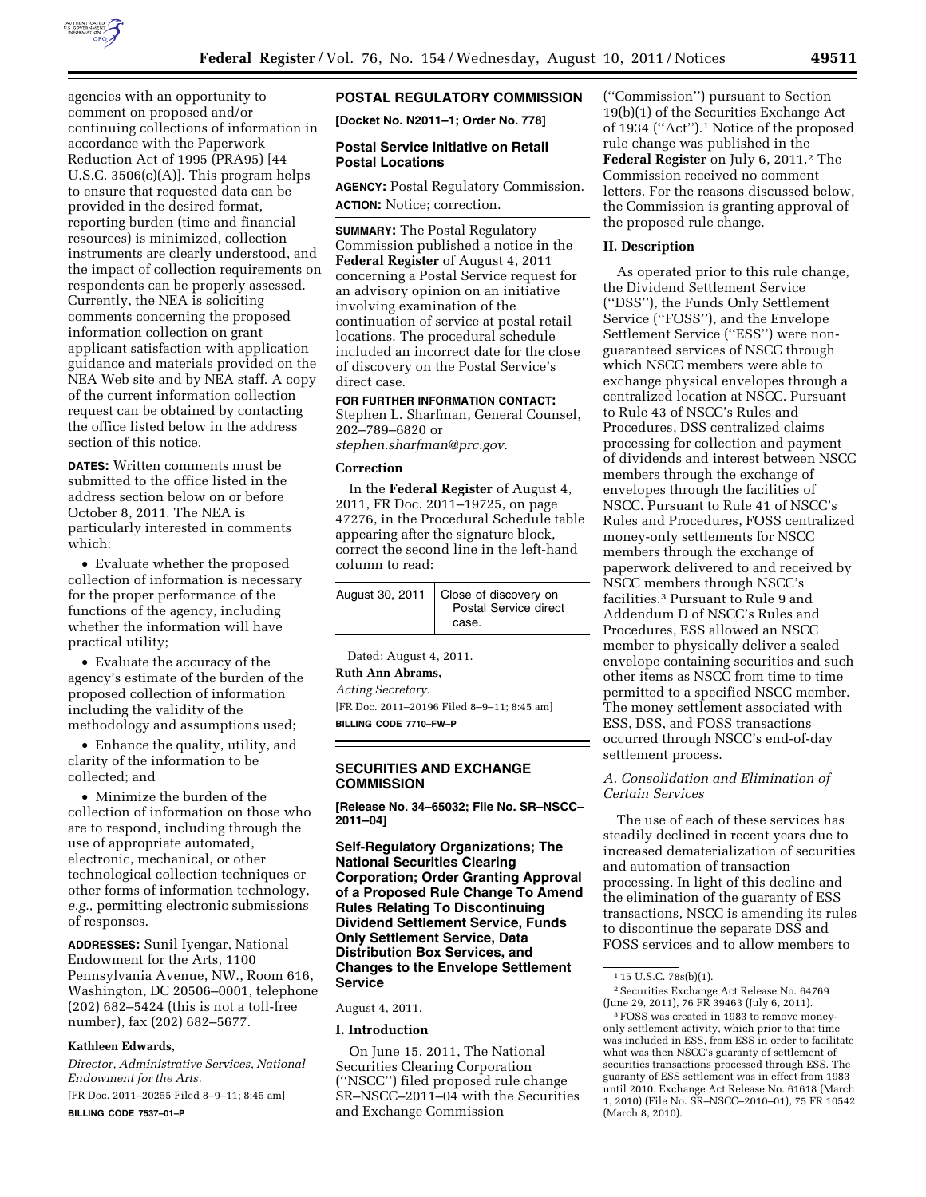agencies with an opportunity to comment on proposed and/or continuing collections of information in accordance with the Paperwork Reduction Act of 1995 (PRA95) [44 U.S.C. 3506(c)(A)]. This program helps to ensure that requested data can be provided in the desired format, reporting burden (time and financial resources) is minimized, collection instruments are clearly understood, and the impact of collection requirements on respondents can be properly assessed. Currently, the NEA is soliciting comments concerning the proposed information collection on grant applicant satisfaction with application guidance and materials provided on the NEA Web site and by NEA staff. A copy of the current information collection request can be obtained by contacting the office listed below in the address section of this notice.

**DATES:** Written comments must be submitted to the office listed in the address section below on or before October 8, 2011. The NEA is particularly interested in comments which:

- Evaluate whether the proposed collection of information is necessary for the proper performance of the functions of the agency, including whether the information will have practical utility;
- Evaluate the accuracy of the agency's estimate of the burden of the proposed collection of information including the validity of the methodology and assumptions used;
- Enhance the quality, utility, and clarity of the information to be collected; and
- Minimize the burden of the collection of information on those who are to respond, including through the use of appropriate automated, electronic, mechanical, or other technological collection techniques or other forms of information technology, *e.g.,* permitting electronic submissions of responses.

**ADDRESSES:** Sunil Iyengar, National Endowment for the Arts, 1100 Pennsylvania Avenue, NW., Room 616, Washington, DC 20506–0001, telephone (202) 682–5424 (this is not a toll-free number), fax (202) 682–5677.

**Kathleen Edwards,**

*Director, Administrative Services, National Endowment for the Arts.*

[FR Doc. 2011–20255 Filed 8–9–11; 8:45 am]

**BILLING CODE 7537–01–P**

## POSTAL REGULATORY COMMISSION

**[Docket No. N2011–1; Order No. 778]**

### Postal Service Initiative on Retail Postal Locations

**AGENCY:** Postal Regulatory Commission.

**ACTION:** Notice; correction.

**SUMMARY:** The Postal Regulatory Commission published a notice in the **Federal Register** of August 4, 2011 concerning a Postal Service request for an advisory opinion on an initiative involving examination of the continuation of service at postal retail locations. The procedural schedule included an incorrect date for the close of discovery on the Postal Service's direct case.

**FOR FURTHER INFORMATION CONTACT:** Stephen L. Sharfman, General Counsel, 202–789–6820 or *stephen.sharfman@prc.gov.*

**Correction**

In the **Federal Register** of August 4, 2011, FR Doc. 2011–19725, on page 47276, in the Procedural Schedule table appearing after the signature block, correct the second line in the left-hand column to read:

| | |
|---|---|
| August 30, 2011 | Close of discovery on Postal Service direct case. |

Dated: August 4, 2011.

**Ruth Ann Abrams,**

*Acting Secretary.*

[FR Doc. 2011–20196 Filed 8–9–11; 8:45 am]

**BILLING CODE 7710–FW–P**

## SECURITIES AND EXCHANGE COMMISSION

**[Release No. 34–65032; File No. SR–NSCC–2011–04]**

### Self-Regulatory Organizations; The National Securities Clearing Corporation; Order Granting Approval of a Proposed Rule Change To Amend Rules Relating To Discontinuing Dividend Settlement Service, Funds Only Settlement Service, Data Distribution Box Services, and Changes to the Envelope Settlement Service

August 4, 2011.

**I. Introduction**

On June 15, 2011, The National Securities Clearing Corporation (''NSCC'') filed proposed rule change SR–NSCC–2011–04 with the Securities and Exchange Commission (''Commission'') pursuant to Section 19(b)(1) of the Securities Exchange Act of 1934 (''Act'').[1] Notice of the proposed rule change was published in the **Federal Register** on July 6, 2011.[2] The Commission received no comment letters. For the reasons discussed below, the Commission is granting approval of the proposed rule change.

**II. Description**

As operated prior to this rule change, the Dividend Settlement Service (''DSS''), the Funds Only Settlement Service (''FOSS''), and the Envelope Settlement Service (''ESS'') were non-guaranteed services of NSCC through which NSCC members were able to exchange physical envelopes through a centralized location at NSCC. Pursuant to Rule 43 of NSCC's Rules and Procedures, DSS centralized claims processing for collection and payment of dividends and interest between NSCC members through the exchange of envelopes through the facilities of NSCC. Pursuant to Rule 41 of NSCC's Rules and Procedures, FOSS centralized money-only settlements for NSCC members through the exchange of paperwork delivered to and received by NSCC members through NSCC's facilities.[3] Pursuant to Rule 9 and Addendum D of NSCC's Rules and Procedures, ESS allowed an NSCC member to physically deliver a sealed envelope containing securities and such other items as NSCC from time to time permitted to a specified NSCC member. The money settlement associated with ESS, DSS, and FOSS transactions occurred through NSCC's end-of-day settlement process.

*A. Consolidation and Elimination of Certain Services*

The use of each of these services has steadily declined in recent years due to increased dematerialization of securities and automation of transaction processing. In light of this decline and the elimination of the guaranty of ESS transactions, NSCC is amending its rules to discontinue the separate DSS and FOSS services and to allow members to

---

[1] 15 U.S.C. 78s(b)(1).

[2] Securities Exchange Act Release No. 64769 (June 29, 2011), 76 FR 39463 (July 6, 2011).

[3] FOSS was created in 1983 to remove money-only settlement activity, which prior to that time was included in ESS, from ESS in order to facilitate what was then NSCC's guaranty of settlement of securities transactions processed through ESS. The guaranty of ESS settlement was in effect from 1983 until 2010. Exchange Act Release No. 61618 (March 1, 2010) (File No. SR–NSCC–2010–01), 75 FR 10542 (March 8, 2010).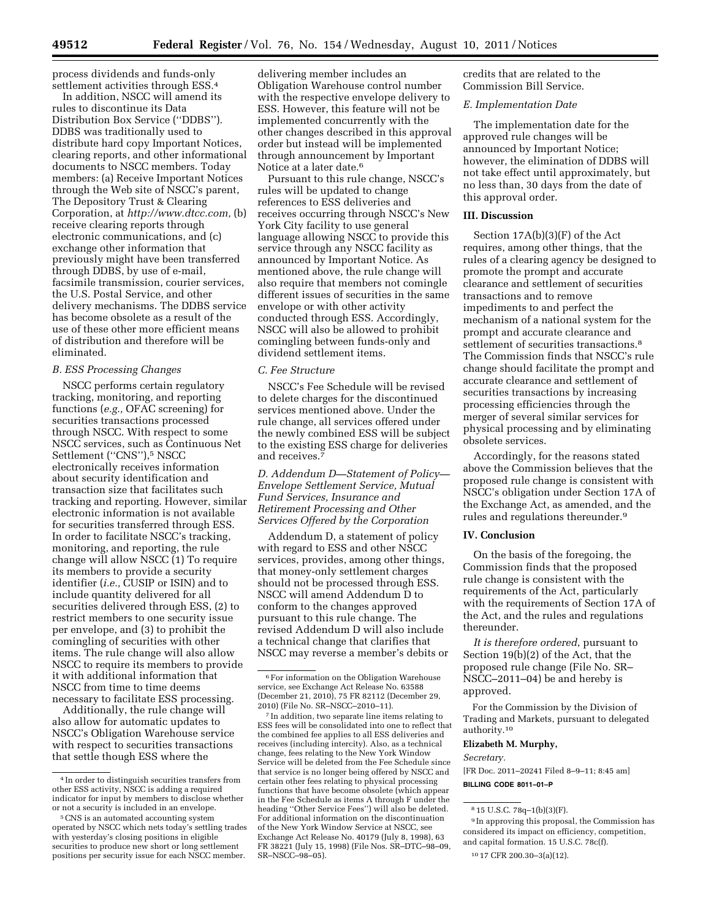process dividends and funds-only settlement activities through ESS.[4]

In addition, NSCC will amend its rules to discontinue its Data Distribution Box Service (''DDBS''). DDBS was traditionally used to distribute hard copy Important Notices, clearing reports, and other informational documents to NSCC members. Today members: (a) Receive Important Notices through the Web site of NSCC's parent, The Depository Trust & Clearing Corporation, at *http://www.dtcc.com,* (b) receive clearing reports through electronic communications, and (c) exchange other information that previously might have been transferred through DDBS, by use of e-mail, facsimile transmission, courier services, the U.S. Postal Service, and other delivery mechanisms. The DDBS service has become obsolete as a result of the use of these other more efficient means of distribution and therefore will be eliminated.

### *B. ESS Processing Changes*

NSCC performs certain regulatory tracking, monitoring, and reporting functions (*e.g.,* OFAC screening) for securities transactions processed through NSCC. With respect to some NSCC services, such as Continuous Net Settlement (''CNS''),[5] NSCC electronically receives information about security identification and transaction size that facilitates such tracking and reporting. However, similar electronic information is not available for securities transferred through ESS. In order to facilitate NSCC's tracking, monitoring, and reporting, the rule change will allow NSCC (1) To require its members to provide a security identifier (*i.e.,* CUSIP or ISIN) and to include quantity delivered for all securities delivered through ESS, (2) to restrict members to one security issue per envelope, and (3) to prohibit the comingling of securities with other items. The rule change will also allow NSCC to require its members to provide it with additional information that NSCC from time to time deems necessary to facilitate ESS processing.

Additionally, the rule change will also allow for automatic updates to NSCC's Obligation Warehouse service with respect to securities transactions that settle though ESS where the delivering member includes an Obligation Warehouse control number with the respective envelope delivery to ESS. However, this feature will not be implemented concurrently with the other changes described in this approval order but instead will be implemented through announcement by Important Notice at a later date.[6]

Pursuant to this rule change, NSCC's rules will be updated to change references to ESS deliveries and receives occurring through NSCC's New York City facility to use general language allowing NSCC to provide this service through any NSCC facility as announced by Important Notice. As mentioned above, the rule change will also require that members not comingle different issues of securities in the same envelope or with other activity conducted through ESS. Accordingly, NSCC will also be allowed to prohibit comingling between funds-only and dividend settlement items.

### *C. Fee Structure*

NSCC's Fee Schedule will be revised to delete charges for the discontinued services mentioned above. Under the rule change, all services offered under the newly combined ESS will be subject to the existing ESS charge for deliveries and receives.[7]

### *D. Addendum D—Statement of Policy—Envelope Settlement Service, Mutual Fund Services, Insurance and Retirement Processing and Other Services Offered by the Corporation*

Addendum D, a statement of policy with regard to ESS and other NSCC services, provides, among other things, that money-only settlement charges should not be processed through ESS. NSCC will amend Addendum D to conform to the changes approved pursuant to this rule change. The revised Addendum D will also include a technical change that clarifies that NSCC may reverse a member's debits or credits that are related to the Commission Bill Service.

### *E. Implementation Date*

The implementation date for the approved rule changes will be announced by Important Notice; however, the elimination of DDBS will not take effect until approximately, but no less than, 30 days from the date of this approval order.

## III. Discussion

Section 17A(b)(3)(F) of the Act requires, among other things, that the rules of a clearing agency be designed to promote the prompt and accurate clearance and settlement of securities transactions and to remove impediments to and perfect the mechanism of a national system for the prompt and accurate clearance and settlement of securities transactions.[8] The Commission finds that NSCC's rule change should facilitate the prompt and accurate clearance and settlement of securities transactions by increasing processing efficiencies through the merger of several similar services for physical processing and by eliminating obsolete services.

Accordingly, for the reasons stated above the Commission believes that the proposed rule change is consistent with NSCC's obligation under Section 17A of the Exchange Act, as amended, and the rules and regulations thereunder.[9]

## IV. Conclusion

On the basis of the foregoing, the Commission finds that the proposed rule change is consistent with the requirements of the Act, particularly with the requirements of Section 17A of the Act, and the rules and regulations thereunder.

*It is therefore ordered*, pursuant to Section 19(b)(2) of the Act, that the proposed rule change (File No. SR–NSCC–2011–04) be and hereby is approved.

For the Commission by the Division of Trading and Markets, pursuant to delegated authority.[10]

**Elizabeth M. Murphy,**

*Secretary.*

[FR Doc. 2011–20241 Filed 8–9–11; 8:45 am]

**BILLING CODE 8011–01–P**

---

[4] In order to distinguish securities transfers from other ESS activity, NSCC is adding a required indicator for input by members to disclose whether or not a security is included in an envelope.

[5] CNS is an automated accounting system operated by NSCC which nets today's settling trades with yesterday's closing positions in eligible securities to produce new short or long settlement positions per security issue for each NSCC member.

[6] For information on the Obligation Warehouse service, see Exchange Act Release No. 63588 (December 21, 2010), 75 FR 82112 (December 29, 2010) (File No. SR–NSCC–2010–11).

[7] In addition, two separate line items relating to ESS fees will be consolidated into one to reflect that the combined fee applies to all ESS deliveries and receives (including intercity). Also, as a technical change, fees relating to the New York Window Service will be deleted from the Fee Schedule since that service is no longer being offered by NSCC and certain other fees relating to physical processing functions that have become obsolete (which appear in the Fee Schedule as items A through F under the heading ''Other Service Fees'') will also be deleted. For additional information on the discontinuation of the New York Window Service at NSCC, see Exchange Act Release No. 40179 (July 8, 1998), 63 FR 38221 (July 15, 1998) (File Nos. SR–DTC–98–09, SR–NSCC–98–05).

[8] 15 U.S.C. 78q–1(b)(3)(F).

[9] In approving this proposal, the Commission has considered its impact on efficiency, competition, and capital formation. 15 U.S.C. 78c(f).

[10] 17 CFR 200.30–3(a)(12).